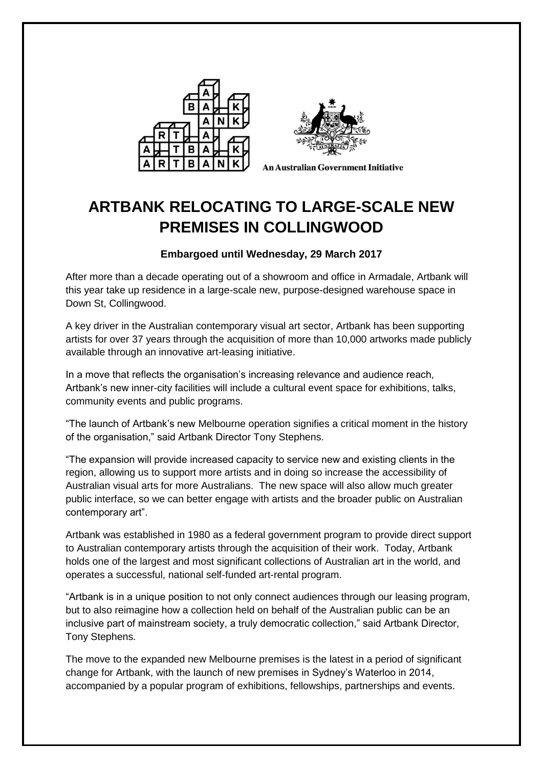An Australian Government Initiative

# ARTBANK RELOCATING TO LARGE-SCALE NEW PREMISES IN COLLINGWOOD

**Embargoed until Wednesday, 29 March 2017**

After more than a decade operating out of a showroom and office in Armadale, Artbank will this year take up residence in a large-scale new, purpose-designed warehouse space in Down St, Collingwood.

A key driver in the Australian contemporary visual art sector, Artbank has been supporting artists for over 37 years through the acquisition of more than 10,000 artworks made publicly available through an innovative art-leasing initiative.

In a move that reflects the organisation's increasing relevance and audience reach, Artbank's new inner-city facilities will include a cultural event space for exhibitions, talks, community events and public programs.

"The launch of Artbank's new Melbourne operation signifies a critical moment in the history of the organisation," said Artbank Director Tony Stephens.

"The expansion will provide increased capacity to service new and existing clients in the region, allowing us to support more artists and in doing so increase the accessibility of Australian visual arts for more Australians. The new space will also allow much greater public interface, so we can better engage with artists and the broader public on Australian contemporary art".

Artbank was established in 1980 as a federal government program to provide direct support to Australian contemporary artists through the acquisition of their work. Today, Artbank holds one of the largest and most significant collections of Australian art in the world, and operates a successful, national self-funded art-rental program.

"Artbank is in a unique position to not only connect audiences through our leasing program, but to also reimagine how a collection held on behalf of the Australian public can be an inclusive part of mainstream society, a truly democratic collection," said Artbank Director, Tony Stephens.

The move to the expanded new Melbourne premises is the latest in a period of significant change for Artbank, with the launch of new premises in Sydney's Waterloo in 2014, accompanied by a popular program of exhibitions, fellowships, partnerships and events.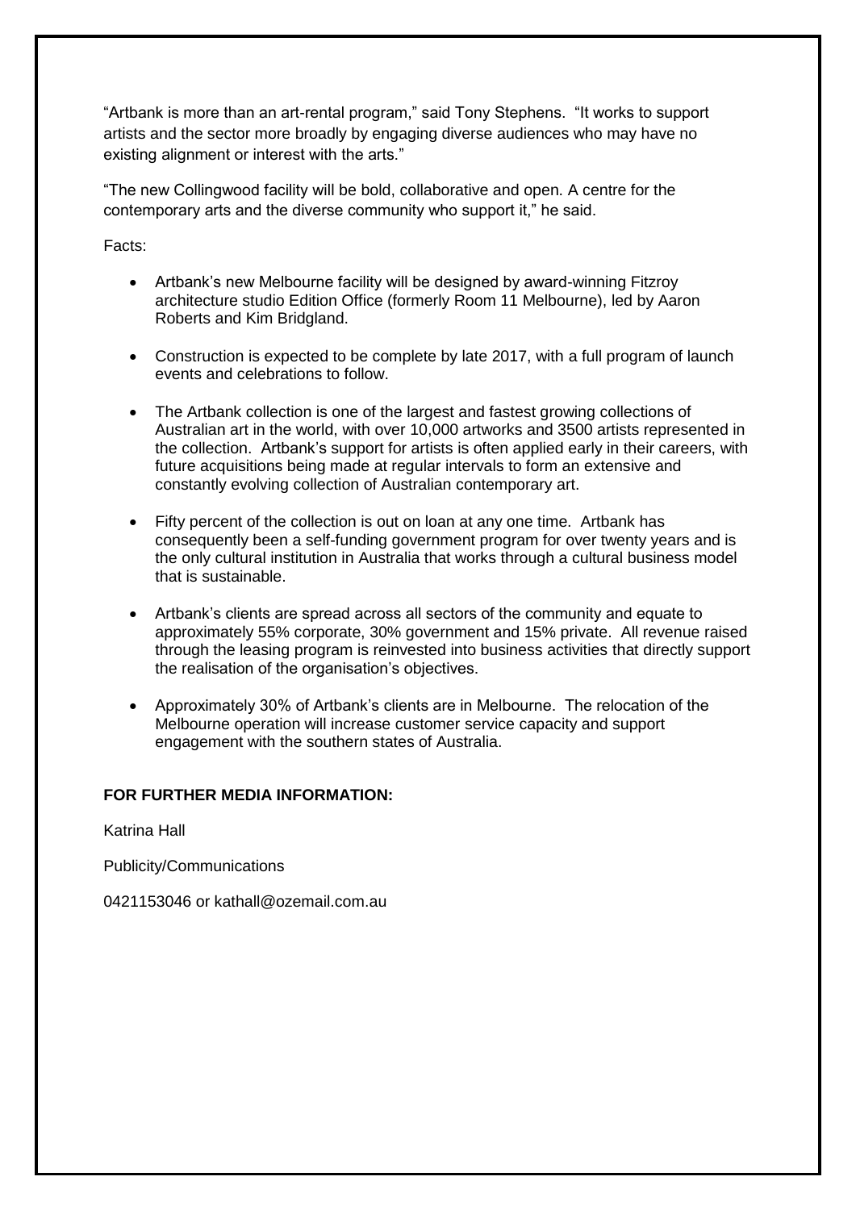"Artbank is more than an art-rental program," said Tony Stephens. "It works to support artists and the sector more broadly by engaging diverse audiences who may have no existing alignment or interest with the arts."

"The new Collingwood facility will be bold, collaborative and open. A centre for the contemporary arts and the diverse community who support it," he said.

Facts:

- Artbank's new Melbourne facility will be designed by award-winning Fitzroy architecture studio Edition Office (formerly Room 11 Melbourne), led by Aaron Roberts and Kim Bridgland.

- Construction is expected to be complete by late 2017, with a full program of launch events and celebrations to follow.

- The Artbank collection is one of the largest and fastest growing collections of Australian art in the world, with over 10,000 artworks and 3500 artists represented in the collection. Artbank's support for artists is often applied early in their careers, with future acquisitions being made at regular intervals to form an extensive and constantly evolving collection of Australian contemporary art.

- Fifty percent of the collection is out on loan at any one time. Artbank has consequently been a self-funding government program for over twenty years and is the only cultural institution in Australia that works through a cultural business model that is sustainable.

- Artbank's clients are spread across all sectors of the community and equate to approximately 55% corporate, 30% government and 15% private. All revenue raised through the leasing program is reinvested into business activities that directly support the realisation of the organisation's objectives.

- Approximately 30% of Artbank's clients are in Melbourne. The relocation of the Melbourne operation will increase customer service capacity and support engagement with the southern states of Australia.

**FOR FURTHER MEDIA INFORMATION:**

Katrina Hall

Publicity/Communications

0421153046 or kathall@ozemail.com.au